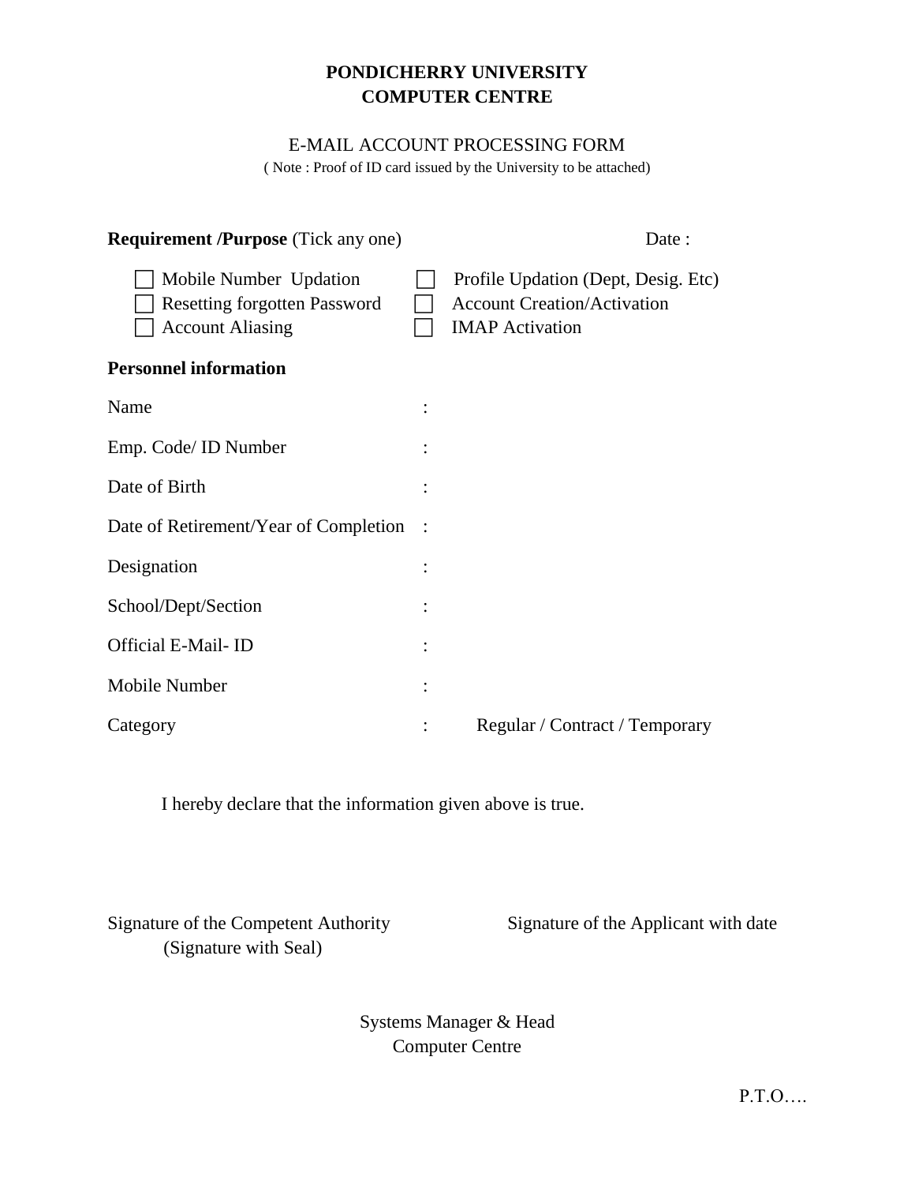# PONDICHERRY UNIVERSITY
# COMPUTER CENTRE

## E-MAIL ACCOUNT PROCESSING FORM

( Note : Proof of ID card issued by the University to be attached)

**Requirement /Purpose** (Tick any one) Date :

- ☐ Mobile Number Updation
- ☐ Resetting forgotten Password
- ☐ Account Aliasing
- ☐ Profile Updation (Dept, Desig. Etc)
- ☐ Account Creation/Activation
- ☐ IMAP Activation

**Personnel information**

Name :

Emp. Code/ ID Number :

Date of Birth :

Date of Retirement/Year of Completion :

Designation :

School/Dept/Section :

Official E-Mail- ID :

Mobile Number :

Category : Regular / Contract / Temporary

I hereby declare that the information given above is true.

Signature of the Competent Authority
(Signature with Seal)

Signature of the Applicant with date

Systems Manager & Head
Computer Centre

P.T.O….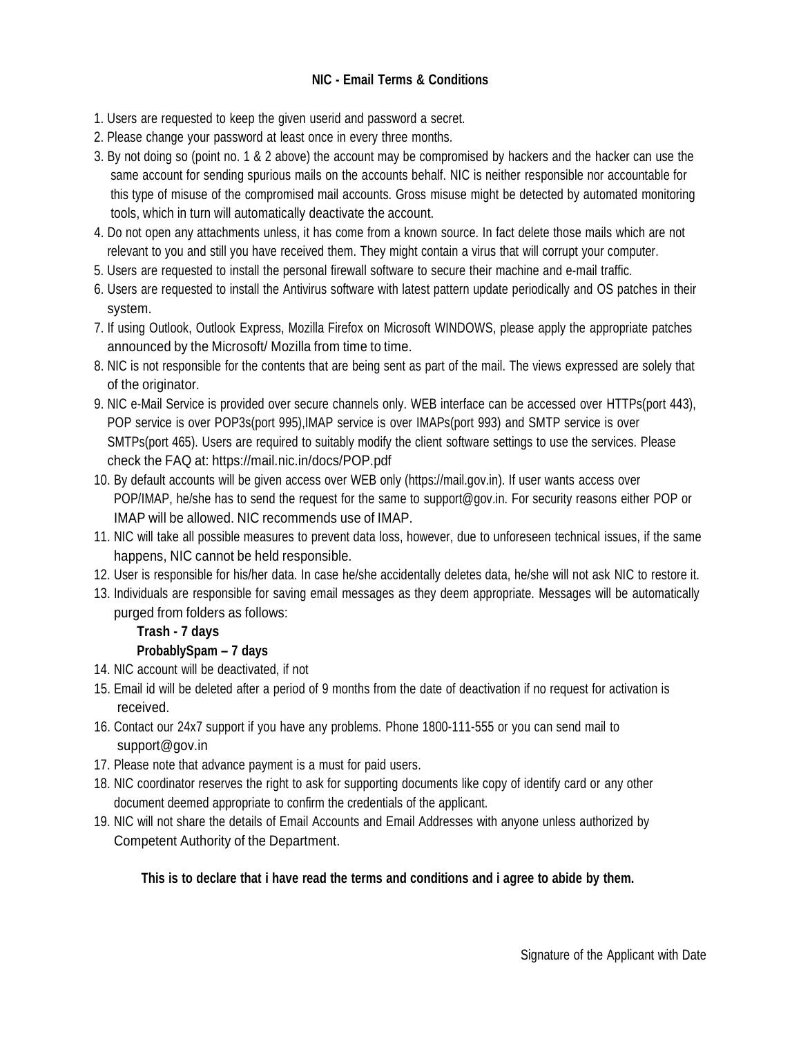**NIC - Email Terms & Conditions**

1. Users are requested to keep the given userid and password a secret.
2. Please change your password at least once in every three months.
3. By not doing so (point no. 1 & 2 above) the account may be compromised by hackers and the hacker can use the same account for sending spurious mails on the accounts behalf. NIC is neither responsible nor accountable for this type of misuse of the compromised mail accounts. Gross misuse might be detected by automated monitoring tools, which in turn will automatically deactivate the account.
4. Do not open any attachments unless, it has come from a known source. In fact delete those mails which are not relevant to you and still you have received them. They might contain a virus that will corrupt your computer.
5. Users are requested to install the personal firewall software to secure their machine and e-mail traffic.
6. Users are requested to install the Antivirus software with latest pattern update periodically and OS patches in their system.
7. If using Outlook, Outlook Express, Mozilla Firefox on Microsoft WINDOWS, please apply the appropriate patches announced by the Microsoft/ Mozilla from time to time.
8. NIC is not responsible for the contents that are being sent as part of the mail. The views expressed are solely that of the originator.
9. NIC e-Mail Service is provided over secure channels only. WEB interface can be accessed over HTTPs(port 443), POP service is over POP3s(port 995),IMAP service is over IMAPs(port 993) and SMTP service is over SMTPs(port 465). Users are required to suitably modify the client software settings to use the services. Please check the FAQ at: https://mail.nic.in/docs/POP.pdf
10. By default accounts will be given access over WEB only (https://mail.gov.in). If user wants access over POP/IMAP, he/she has to send the request for the same to support@gov.in. For security reasons either POP or IMAP will be allowed. NIC recommends use of IMAP.
11. NIC will take all possible measures to prevent data loss, however, due to unforeseen technical issues, if the same happens, NIC cannot be held responsible.
12. User is responsible for his/her data. In case he/she accidentally deletes data, he/she will not ask NIC to restore it.
13. Individuals are responsible for saving email messages as they deem appropriate. Messages will be automatically purged from folders as follows:

    **Trash - 7 days**

    **ProbablySpam – 7 days**
14. NIC account will be deactivated, if not
15. Email id will be deleted after a period of 9 months from the date of deactivation if no request for activation is received.
16. Contact our 24x7 support if you have any problems. Phone 1800-111-555 or you can send mail to support@gov.in
17. Please note that advance payment is a must for paid users.
18. NIC coordinator reserves the right to ask for supporting documents like copy of identify card or any other document deemed appropriate to confirm the credentials of the applicant.
19. NIC will not share the details of Email Accounts and Email Addresses with anyone unless authorized by Competent Authority of the Department.

**This is to declare that i have read the terms and conditions and i agree to abide by them.**

Signature of the Applicant with Date